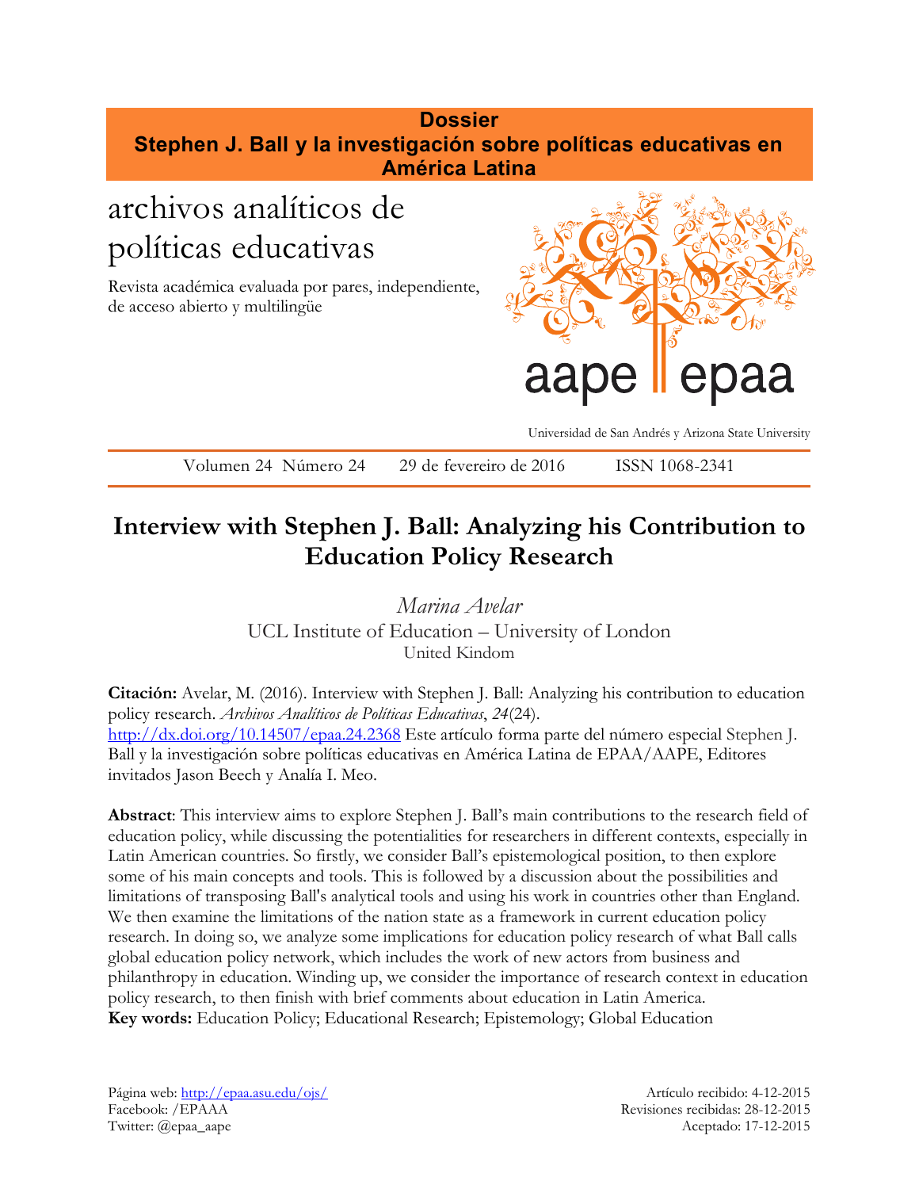**Dossier**
**Stephen J. Ball y la investigación sobre políticas educativas en América Latina**

archivos analíticos de políticas educativas

Revista académica evaluada por pares, independiente, de acceso abierto y multilingüe

aape epaa

Universidad de San Andrés y Arizona State University

Volumen 24 Número 24 29 de fevereiro de 2016 ISSN 1068-2341

# Interview with Stephen J. Ball: Analyzing his Contribution to Education Policy Research

*Marina Avelar*
UCL Institute of Education – University of London
United Kindom

**Citación:** Avelar, M. (2016). Interview with Stephen J. Ball: Analyzing his contribution to education policy research. *Archivos Analíticos de Políticas Educativas*, *24*(24). http://dx.doi.org/10.14507/epaa.24.2368 Este artículo forma parte del número especial Stephen J. Ball y la investigación sobre políticas educativas en América Latina de EPAA/AAPE, Editores invitados Jason Beech y Analía I. Meo.

**Abstract**: This interview aims to explore Stephen J. Ball's main contributions to the research field of education policy, while discussing the potentialities for researchers in different contexts, especially in Latin American countries. So firstly, we consider Ball's epistemological position, to then explore some of his main concepts and tools. This is followed by a discussion about the possibilities and limitations of transposing Ball's analytical tools and using his work in countries other than England. We then examine the limitations of the nation state as a framework in current education policy research. In doing so, we analyze some implications for education policy research of what Ball calls global education policy network, which includes the work of new actors from business and philanthropy in education. Winding up, we consider the importance of research context in education policy research, to then finish with brief comments about education in Latin America.
**Key words:** Education Policy; Educational Research; Epistemology; Global Education

Página web: http://epaa.asu.edu/ojs/
Facebook: /EPAAA
Twitter: @epaa_aape

Artículo recibido: 4-12-2015
Revisiones recibidas: 28-12-2015
Aceptado: 17-12-2015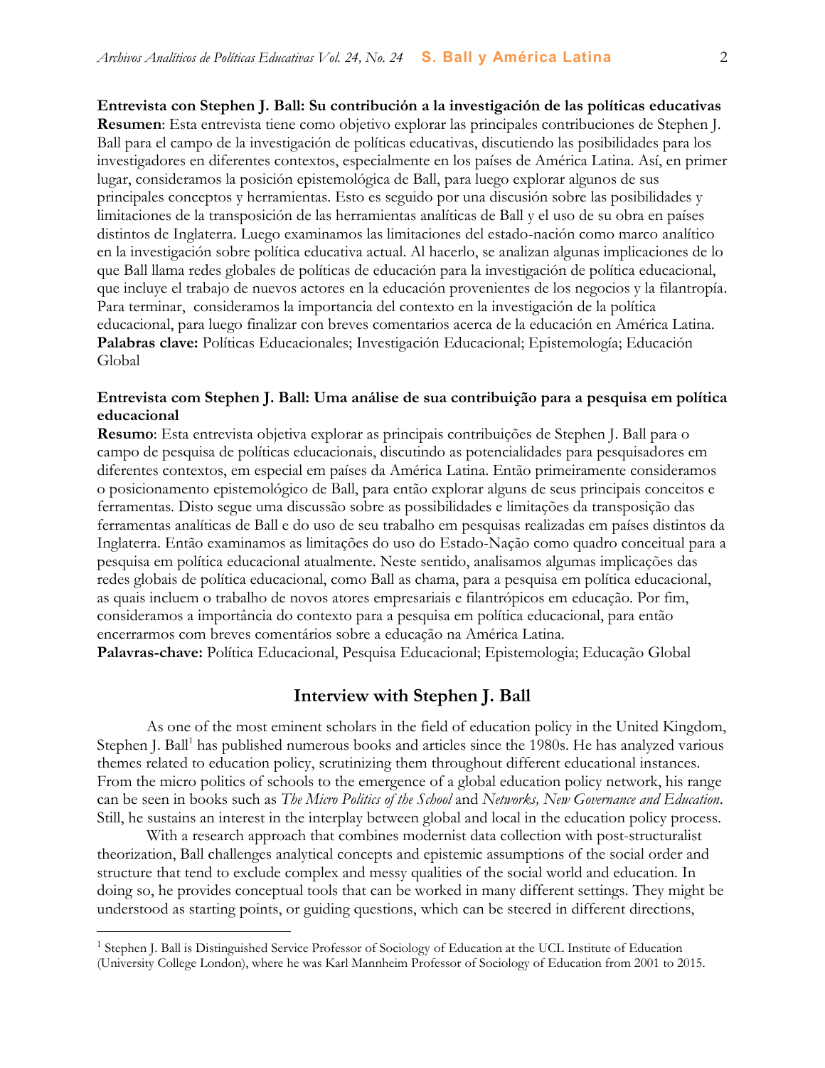**Entrevista con Stephen J. Ball: Su contribución a la investigación de las políticas educativas**

**Resumen**: Esta entrevista tiene como objetivo explorar las principales contribuciones de Stephen J. Ball para el campo de la investigación de políticas educativas, discutiendo las posibilidades para los investigadores en diferentes contextos, especialmente en los países de América Latina. Así, en primer lugar, consideramos la posición epistemológica de Ball, para luego explorar algunos de sus principales conceptos y herramientas. Esto es seguido por una discusión sobre las posibilidades y limitaciones de la transposición de las herramientas analíticas de Ball y el uso de su obra en países distintos de Inglaterra. Luego examinamos las limitaciones del estado-nación como marco analítico en la investigación sobre política educativa actual. Al hacerlo, se analizan algunas implicaciones de lo que Ball llama redes globales de políticas de educación para la investigación de política educacional, que incluye el trabajo de nuevos actores en la educación provenientes de los negocios y la filantropía. Para terminar, consideramos la importancia del contexto en la investigación de la política educacional, para luego finalizar con breves comentarios acerca de la educación en América Latina.

**Palabras clave:** Políticas Educacionales; Investigación Educacional; Epistemología; Educación Global

**Entrevista com Stephen J. Ball: Uma análise de sua contribuição para a pesquisa em política educacional**

**Resumo**: Esta entrevista objetiva explorar as principais contribuições de Stephen J. Ball para o campo de pesquisa de políticas educacionais, discutindo as potencialidades para pesquisadores em diferentes contextos, em especial em países da América Latina. Então primeiramente consideramos o posicionamento epistemológico de Ball, para então explorar alguns de seus principais conceitos e ferramentas. Disto segue uma discussão sobre as possibilidades e limitações da transposição das ferramentas analíticas de Ball e do uso de seu trabalho em pesquisas realizadas em países distintos da Inglaterra. Então examinamos as limitações do uso do Estado-Nação como quadro conceitual para a pesquisa em política educacional atualmente. Neste sentido, analisamos algumas implicações das redes globais de política educacional, como Ball as chama, para a pesquisa em política educacional, as quais incluem o trabalho de novos atores empresariais e filantrópicos em educação. Por fim, consideramos a importância do contexto para a pesquisa em política educacional, para então encerrarmos com breves comentários sobre a educação na América Latina.

**Palavras-chave:** Política Educacional, Pesquisa Educacional; Epistemologia; Educação Global

## Interview with Stephen J. Ball

As one of the most eminent scholars in the field of education policy in the United Kingdom, Stephen J. Ball[1] has published numerous books and articles since the 1980s. He has analyzed various themes related to education policy, scrutinizing them throughout different educational instances. From the micro politics of schools to the emergence of a global education policy network, his range can be seen in books such as *The Micro Politics of the School* and *Networks, New Governance and Education*. Still, he sustains an interest in the interplay between global and local in the education policy process.

With a research approach that combines modernist data collection with post-structuralist theorization, Ball challenges analytical concepts and epistemic assumptions of the social order and structure that tend to exclude complex and messy qualities of the social world and education. In doing so, he provides conceptual tools that can be worked in many different settings. They might be understood as starting points, or guiding questions, which can be steered in different directions,

[1] Stephen J. Ball is Distinguished Service Professor of Sociology of Education at the UCL Institute of Education (University College London), where he was Karl Mannheim Professor of Sociology of Education from 2001 to 2015.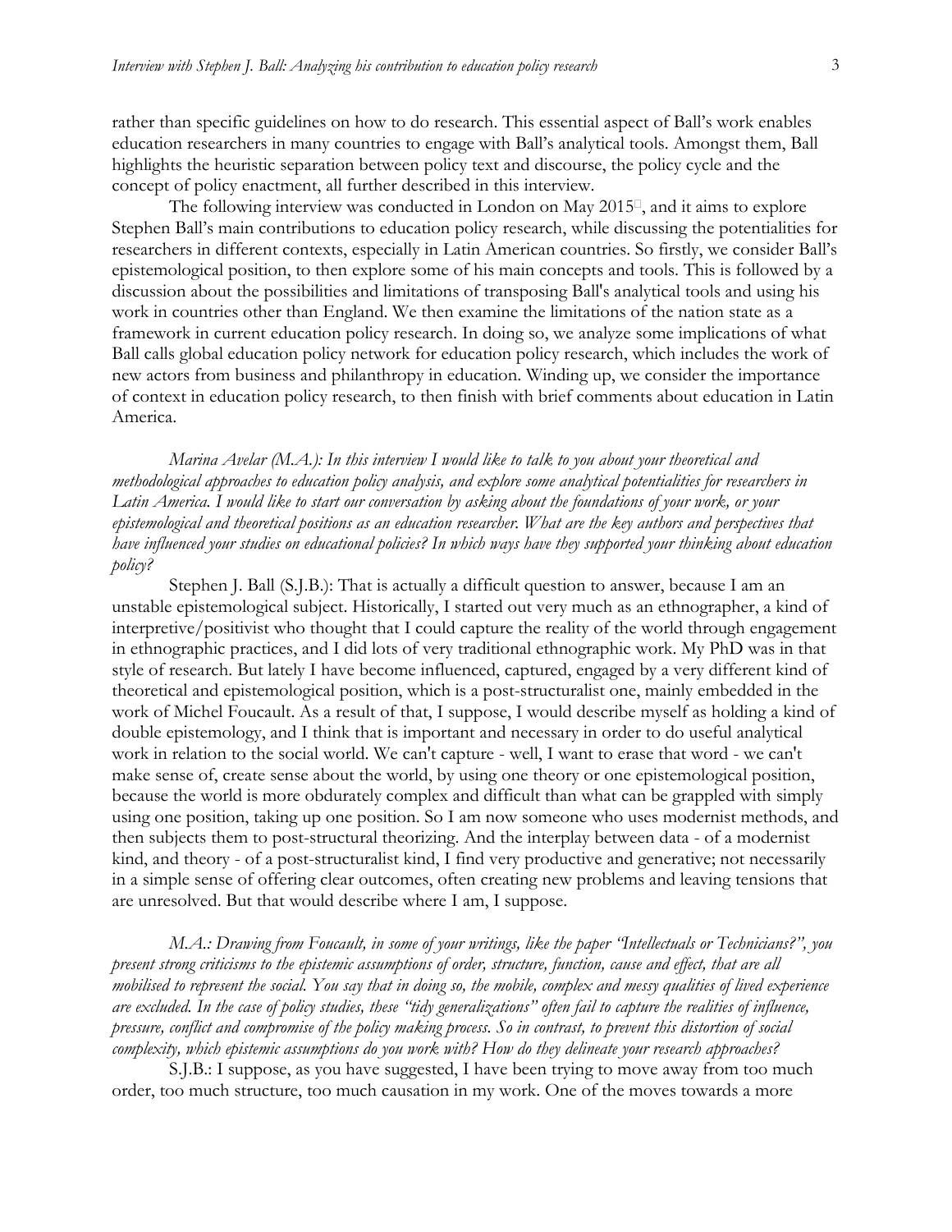rather than specific guidelines on how to do research. This essential aspect of Ball's work enables education researchers in many countries to engage with Ball's analytical tools. Amongst them, Ball highlights the heuristic separation between policy text and discourse, the policy cycle and the concept of policy enactment, all further described in this interview.

The following interview was conducted in London on May 2015, and it aims to explore Stephen Ball's main contributions to education policy research, while discussing the potentialities for researchers in different contexts, especially in Latin American countries. So firstly, we consider Ball's epistemological position, to then explore some of his main concepts and tools. This is followed by a discussion about the possibilities and limitations of transposing Ball's analytical tools and using his work in countries other than England. We then examine the limitations of the nation state as a framework in current education policy research. In doing so, we analyze some implications of what Ball calls global education policy network for education policy research, which includes the work of new actors from business and philanthropy in education. Winding up, we consider the importance of context in education policy research, to then finish with brief comments about education in Latin America.

*Marina Avelar (M.A.): In this interview I would like to talk to you about your theoretical and methodological approaches to education policy analysis, and explore some analytical potentialities for researchers in Latin America. I would like to start our conversation by asking about the foundations of your work, or your epistemological and theoretical positions as an education researcher. What are the key authors and perspectives that have influenced your studies on educational policies? In which ways have they supported your thinking about education policy?*

Stephen J. Ball (S.J.B.): That is actually a difficult question to answer, because I am an unstable epistemological subject. Historically, I started out very much as an ethnographer, a kind of interpretive/positivist who thought that I could capture the reality of the world through engagement in ethnographic practices, and I did lots of very traditional ethnographic work. My PhD was in that style of research. But lately I have become influenced, captured, engaged by a very different kind of theoretical and epistemological position, which is a post-structuralist one, mainly embedded in the work of Michel Foucault. As a result of that, I suppose, I would describe myself as holding a kind of double epistemology, and I think that is important and necessary in order to do useful analytical work in relation to the social world. We can't capture - well, I want to erase that word - we can't make sense of, create sense about the world, by using one theory or one epistemological position, because the world is more obdurately complex and difficult than what can be grappled with simply using one position, taking up one position. So I am now someone who uses modernist methods, and then subjects them to post-structural theorizing. And the interplay between data - of a modernist kind, and theory - of a post-structuralist kind, I find very productive and generative; not necessarily in a simple sense of offering clear outcomes, often creating new problems and leaving tensions that are unresolved. But that would describe where I am, I suppose.

*M.A.: Drawing from Foucault, in some of your writings, like the paper "Intellectuals or Technicians?", you present strong criticisms to the epistemic assumptions of order, structure, function, cause and effect, that are all mobilised to represent the social. You say that in doing so, the mobile, complex and messy qualities of lived experience are excluded. In the case of policy studies, these "tidy generalizations" often fail to capture the realities of influence, pressure, conflict and compromise of the policy making process. So in contrast, to prevent this distortion of social complexity, which epistemic assumptions do you work with? How do they delineate your research approaches?*

S.J.B.: I suppose, as you have suggested, I have been trying to move away from too much order, too much structure, too much causation in my work. One of the moves towards a more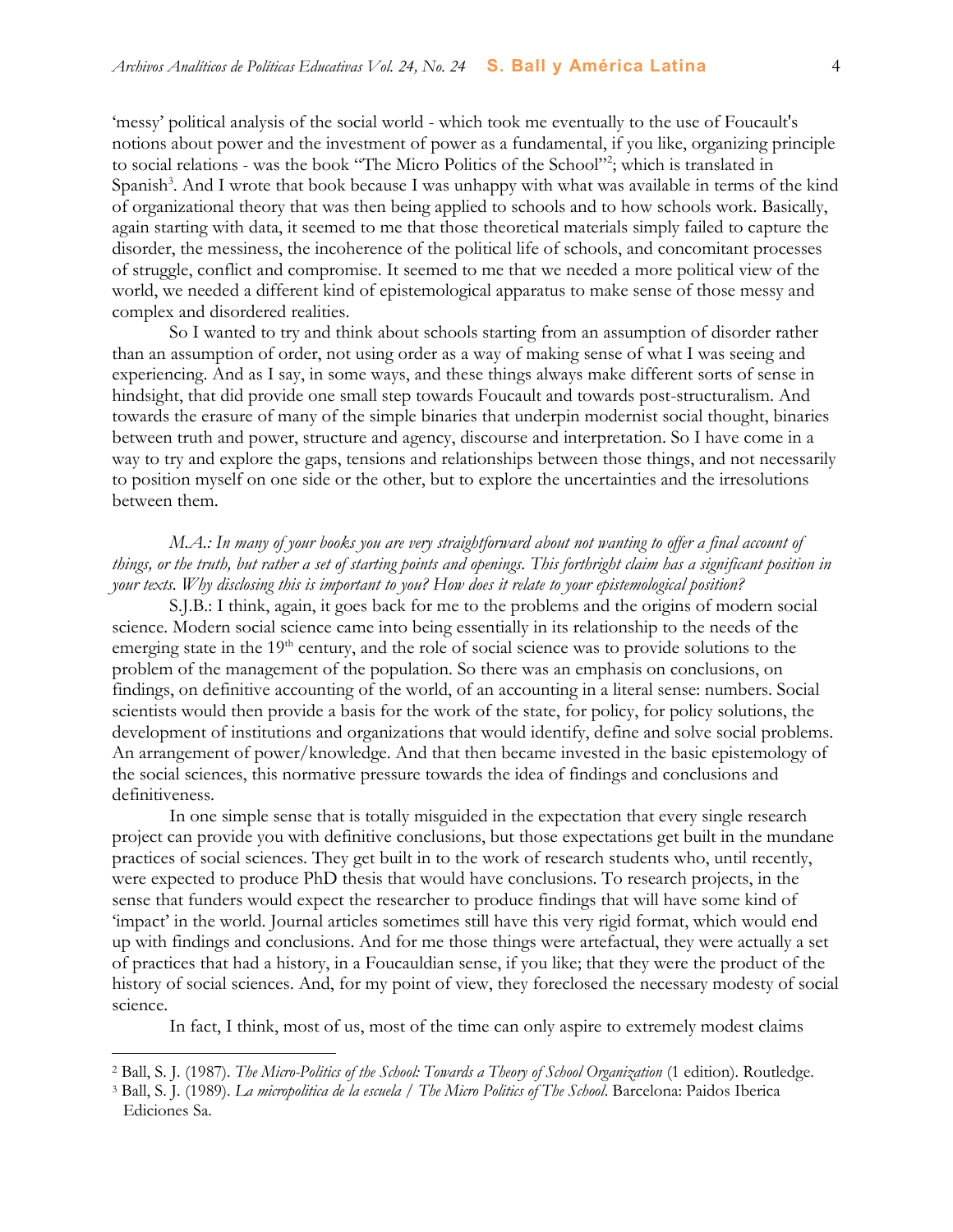'messy' political analysis of the social world - which took me eventually to the use of Foucault's notions about power and the investment of power as a fundamental, if you like, organizing principle to social relations - was the book "The Micro Politics of the School"[2]; which is translated in Spanish[3]. And I wrote that book because I was unhappy with what was available in terms of the kind of organizational theory that was then being applied to schools and to how schools work. Basically, again starting with data, it seemed to me that those theoretical materials simply failed to capture the disorder, the messiness, the incoherence of the political life of schools, and concomitant processes of struggle, conflict and compromise. It seemed to me that we needed a more political view of the world, we needed a different kind of epistemological apparatus to make sense of those messy and complex and disordered realities.

So I wanted to try and think about schools starting from an assumption of disorder rather than an assumption of order, not using order as a way of making sense of what I was seeing and experiencing. And as I say, in some ways, and these things always make different sorts of sense in hindsight, that did provide one small step towards Foucault and towards post-structuralism. And towards the erasure of many of the simple binaries that underpin modernist social thought, binaries between truth and power, structure and agency, discourse and interpretation. So I have come in a way to try and explore the gaps, tensions and relationships between those things, and not necessarily to position myself on one side or the other, but to explore the uncertainties and the irresolutions between them.

*M.A.: In many of your books you are very straightforward about not wanting to offer a final account of things, or the truth, but rather a set of starting points and openings. This forthright claim has a significant position in your texts. Why disclosing this is important to you? How does it relate to your epistemological position?*

S.J.B.: I think, again, it goes back for me to the problems and the origins of modern social science. Modern social science came into being essentially in its relationship to the needs of the emerging state in the 19th century, and the role of social science was to provide solutions to the problem of the management of the population. So there was an emphasis on conclusions, on findings, on definitive accounting of the world, of an accounting in a literal sense: numbers. Social scientists would then provide a basis for the work of the state, for policy, for policy solutions, the development of institutions and organizations that would identify, define and solve social problems. An arrangement of power/knowledge. And that then became invested in the basic epistemology of the social sciences, this normative pressure towards the idea of findings and conclusions and definitiveness.

In one simple sense that is totally misguided in the expectation that every single research project can provide you with definitive conclusions, but those expectations get built in the mundane practices of social sciences. They get built in to the work of research students who, until recently, were expected to produce PhD thesis that would have conclusions. To research projects, in the sense that funders would expect the researcher to produce findings that will have some kind of 'impact' in the world. Journal articles sometimes still have this very rigid format, which would end up with findings and conclusions. And for me those things were artefactual, they were actually a set of practices that had a history, in a Foucauldian sense, if you like; that they were the product of the history of social sciences. And, for my point of view, they foreclosed the necessary modesty of social science.

In fact, I think, most of us, most of the time can only aspire to extremely modest claims

---

[2] Ball, S. J. (1987). *The Micro-Politics of the School: Towards a Theory of School Organization* (1 edition). Routledge.

[3] Ball, S. J. (1989). *La micropolitica de la escuela / The Micro Politics of The School*. Barcelona: Paidos Iberica Ediciones Sa.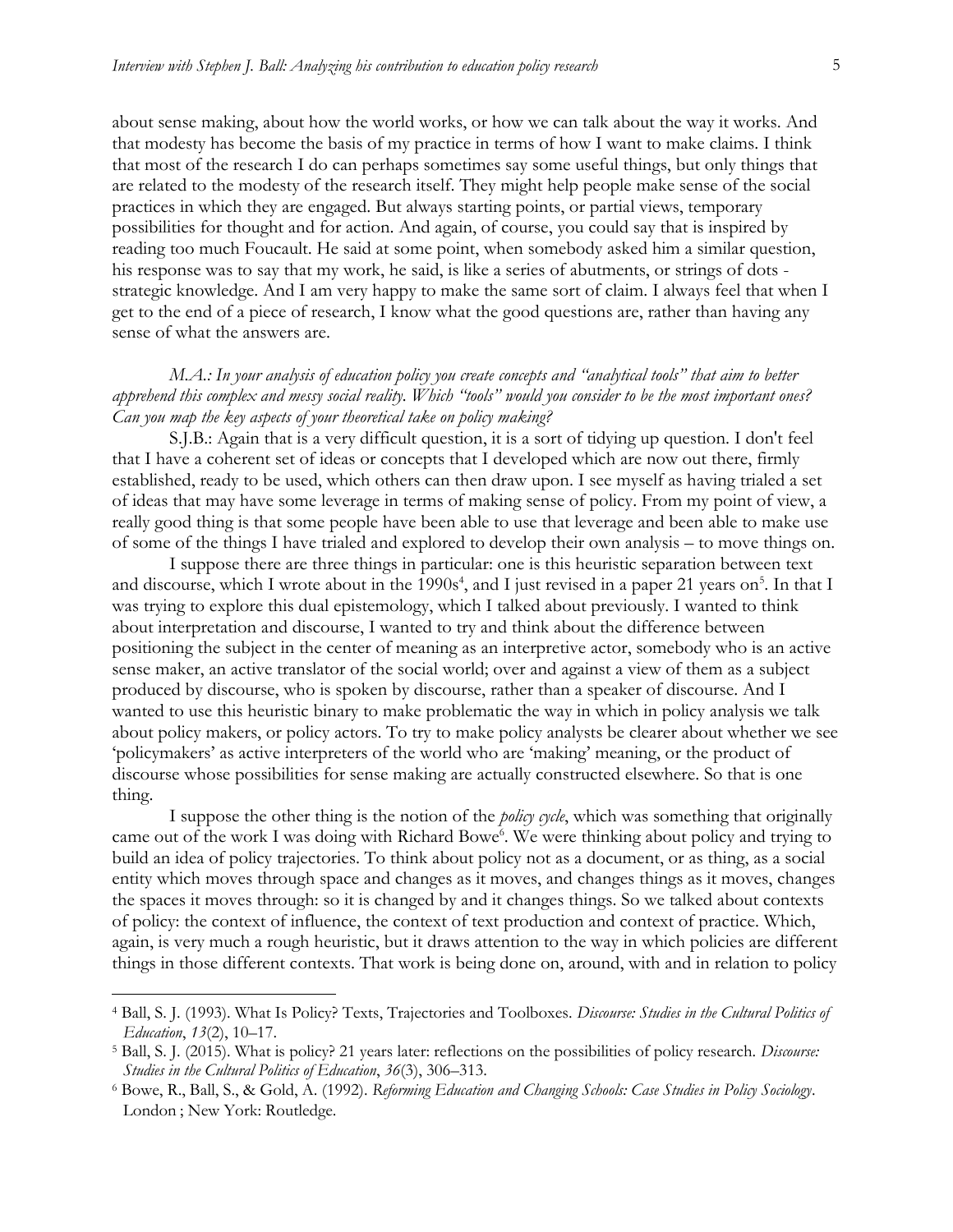about sense making, about how the world works, or how we can talk about the way it works. And that modesty has become the basis of my practice in terms of how I want to make claims. I think that most of the research I do can perhaps sometimes say some useful things, but only things that are related to the modesty of the research itself. They might help people make sense of the social practices in which they are engaged. But always starting points, or partial views, temporary possibilities for thought and for action. And again, of course, you could say that is inspired by reading too much Foucault. He said at some point, when somebody asked him a similar question, his response was to say that my work, he said, is like a series of abutments, or strings of dots - strategic knowledge. And I am very happy to make the same sort of claim. I always feel that when I get to the end of a piece of research, I know what the good questions are, rather than having any sense of what the answers are.

*M.A.: In your analysis of education policy you create concepts and "analytical tools" that aim to better apprehend this complex and messy social reality. Which "tools" would you consider to be the most important ones? Can you map the key aspects of your theoretical take on policy making?*

S.J.B.: Again that is a very difficult question, it is a sort of tidying up question. I don't feel that I have a coherent set of ideas or concepts that I developed which are now out there, firmly established, ready to be used, which others can then draw upon. I see myself as having trialed a set of ideas that may have some leverage in terms of making sense of policy. From my point of view, a really good thing is that some people have been able to use that leverage and been able to make use of some of the things I have trialed and explored to develop their own analysis – to move things on.

I suppose there are three things in particular: one is this heuristic separation between text and discourse, which I wrote about in the 1990s[4], and I just revised in a paper 21 years on[5]. In that I was trying to explore this dual epistemology, which I talked about previously. I wanted to think about interpretation and discourse, I wanted to try and think about the difference between positioning the subject in the center of meaning as an interpretive actor, somebody who is an active sense maker, an active translator of the social world; over and against a view of them as a subject produced by discourse, who is spoken by discourse, rather than a speaker of discourse. And I wanted to use this heuristic binary to make problematic the way in which in policy analysis we talk about policy makers, or policy actors. To try to make policy analysts be clearer about whether we see 'policymakers' as active interpreters of the world who are 'making' meaning, or the product of discourse whose possibilities for sense making are actually constructed elsewhere. So that is one thing.

I suppose the other thing is the notion of the *policy cycle*, which was something that originally came out of the work I was doing with Richard Bowe[6]. We were thinking about policy and trying to build an idea of policy trajectories. To think about policy not as a document, or as thing, as a social entity which moves through space and changes as it moves, and changes things as it moves, changes the spaces it moves through: so it is changed by and it changes things. So we talked about contexts of policy: the context of influence, the context of text production and context of practice. Which, again, is very much a rough heuristic, but it draws attention to the way in which policies are different things in those different contexts. That work is being done on, around, with and in relation to policy

---

[4] Ball, S. J. (1993). What Is Policy? Texts, Trajectories and Toolboxes. *Discourse: Studies in the Cultural Politics of Education*, *13*(2), 10–17.

[5] Ball, S. J. (2015). What is policy? 21 years later: reflections on the possibilities of policy research. *Discourse: Studies in the Cultural Politics of Education*, *36*(3), 306–313.

[6] Bowe, R., Ball, S., & Gold, A. (1992). *Reforming Education and Changing Schools: Case Studies in Policy Sociology*. London ; New York: Routledge.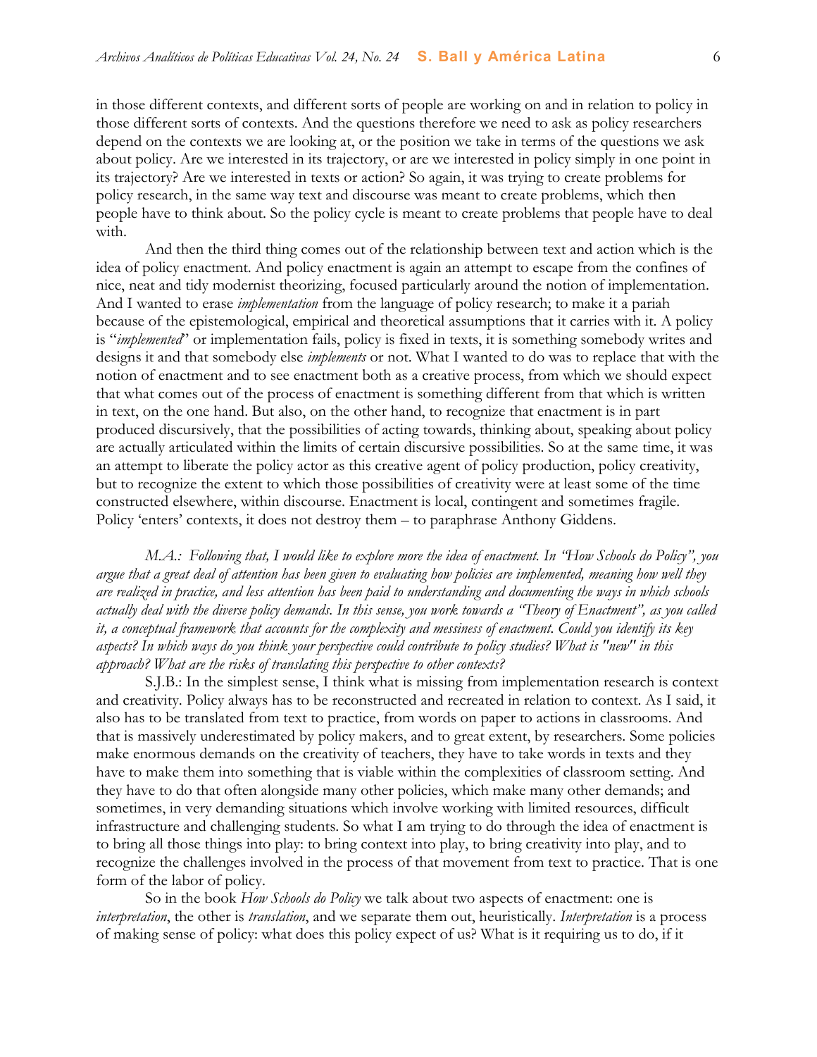in those different contexts, and different sorts of people are working on and in relation to policy in those different sorts of contexts. And the questions therefore we need to ask as policy researchers depend on the contexts we are looking at, or the position we take in terms of the questions we ask about policy. Are we interested in its trajectory, or are we interested in policy simply in one point in its trajectory? Are we interested in texts or action? So again, it was trying to create problems for policy research, in the same way text and discourse was meant to create problems, which then people have to think about. So the policy cycle is meant to create problems that people have to deal with.

And then the third thing comes out of the relationship between text and action which is the idea of policy enactment. And policy enactment is again an attempt to escape from the confines of nice, neat and tidy modernist theorizing, focused particularly around the notion of implementation. And I wanted to erase *implementation* from the language of policy research; to make it a pariah because of the epistemological, empirical and theoretical assumptions that it carries with it. A policy is "*implemented*" or implementation fails, policy is fixed in texts, it is something somebody writes and designs it and that somebody else *implements* or not. What I wanted to do was to replace that with the notion of enactment and to see enactment both as a creative process, from which we should expect that what comes out of the process of enactment is something different from that which is written in text, on the one hand. But also, on the other hand, to recognize that enactment is in part produced discursively, that the possibilities of acting towards, thinking about, speaking about policy are actually articulated within the limits of certain discursive possibilities. So at the same time, it was an attempt to liberate the policy actor as this creative agent of policy production, policy creativity, but to recognize the extent to which those possibilities of creativity were at least some of the time constructed elsewhere, within discourse. Enactment is local, contingent and sometimes fragile. Policy 'enters' contexts, it does not destroy them – to paraphrase Anthony Giddens.

*M.A.: Following that, I would like to explore more the idea of enactment. In "How Schools do Policy", you argue that a great deal of attention has been given to evaluating how policies are implemented, meaning how well they are realized in practice, and less attention has been paid to understanding and documenting the ways in which schools actually deal with the diverse policy demands. In this sense, you work towards a "Theory of Enactment", as you called it, a conceptual framework that accounts for the complexity and messiness of enactment. Could you identify its key aspects? In which ways do you think your perspective could contribute to policy studies? What is "new" in this approach? What are the risks of translating this perspective to other contexts?*

S.J.B.: In the simplest sense, I think what is missing from implementation research is context and creativity. Policy always has to be reconstructed and recreated in relation to context. As I said, it also has to be translated from text to practice, from words on paper to actions in classrooms. And that is massively underestimated by policy makers, and to great extent, by researchers. Some policies make enormous demands on the creativity of teachers, they have to take words in texts and they have to make them into something that is viable within the complexities of classroom setting. And they have to do that often alongside many other policies, which make many other demands; and sometimes, in very demanding situations which involve working with limited resources, difficult infrastructure and challenging students. So what I am trying to do through the idea of enactment is to bring all those things into play: to bring context into play, to bring creativity into play, and to recognize the challenges involved in the process of that movement from text to practice. That is one form of the labor of policy.

So in the book *How Schools do Policy* we talk about two aspects of enactment: one is *interpretation*, the other is *translation*, and we separate them out, heuristically. *Interpretation* is a process of making sense of policy: what does this policy expect of us? What is it requiring us to do, if it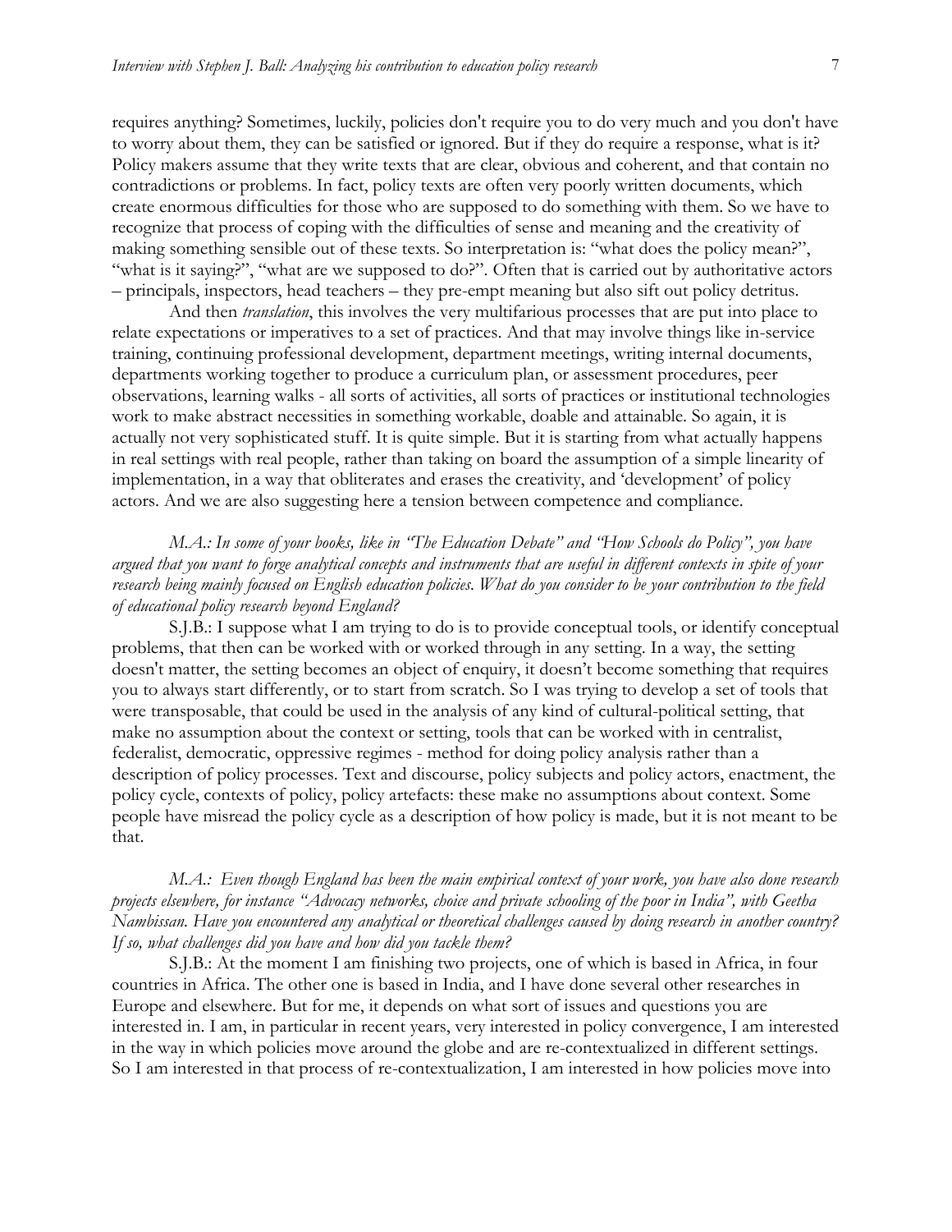requires anything? Sometimes, luckily, policies don't require you to do very much and you don't have to worry about them, they can be satisfied or ignored. But if they do require a response, what is it? Policy makers assume that they write texts that are clear, obvious and coherent, and that contain no contradictions or problems. In fact, policy texts are often very poorly written documents, which create enormous difficulties for those who are supposed to do something with them. So we have to recognize that process of coping with the difficulties of sense and meaning and the creativity of making something sensible out of these texts. So interpretation is: "what does the policy mean?", "what is it saying?", "what are we supposed to do?". Often that is carried out by authoritative actors – principals, inspectors, head teachers – they pre-empt meaning but also sift out policy detritus.

And then *translation*, this involves the very multifarious processes that are put into place to relate expectations or imperatives to a set of practices. And that may involve things like in-service training, continuing professional development, department meetings, writing internal documents, departments working together to produce a curriculum plan, or assessment procedures, peer observations, learning walks - all sorts of activities, all sorts of practices or institutional technologies work to make abstract necessities in something workable, doable and attainable. So again, it is actually not very sophisticated stuff. It is quite simple. But it is starting from what actually happens in real settings with real people, rather than taking on board the assumption of a simple linearity of implementation, in a way that obliterates and erases the creativity, and 'development' of policy actors. And we are also suggesting here a tension between competence and compliance.

*M.A.: In some of your books, like in "The Education Debate" and "How Schools do Policy", you have argued that you want to forge analytical concepts and instruments that are useful in different contexts in spite of your research being mainly focused on English education policies. What do you consider to be your contribution to the field of educational policy research beyond England?*

S.J.B.: I suppose what I am trying to do is to provide conceptual tools, or identify conceptual problems, that then can be worked with or worked through in any setting. In a way, the setting doesn't matter, the setting becomes an object of enquiry, it doesn't become something that requires you to always start differently, or to start from scratch. So I was trying to develop a set of tools that were transposable, that could be used in the analysis of any kind of cultural-political setting, that make no assumption about the context or setting, tools that can be worked with in centralist, federalist, democratic, oppressive regimes - method for doing policy analysis rather than a description of policy processes. Text and discourse, policy subjects and policy actors, enactment, the policy cycle, contexts of policy, policy artefacts: these make no assumptions about context. Some people have misread the policy cycle as a description of how policy is made, but it is not meant to be that.

*M.A.: Even though England has been the main empirical context of your work, you have also done research projects elsewhere, for instance "Advocacy networks, choice and private schooling of the poor in India", with Geetha Nambissan. Have you encountered any analytical or theoretical challenges caused by doing research in another country? If so, what challenges did you have and how did you tackle them?*

S.J.B.: At the moment I am finishing two projects, one of which is based in Africa, in four countries in Africa. The other one is based in India, and I have done several other researches in Europe and elsewhere. But for me, it depends on what sort of issues and questions you are interested in. I am, in particular in recent years, very interested in policy convergence, I am interested in the way in which policies move around the globe and are re-contextualized in different settings. So I am interested in that process of re-contextualization, I am interested in how policies move into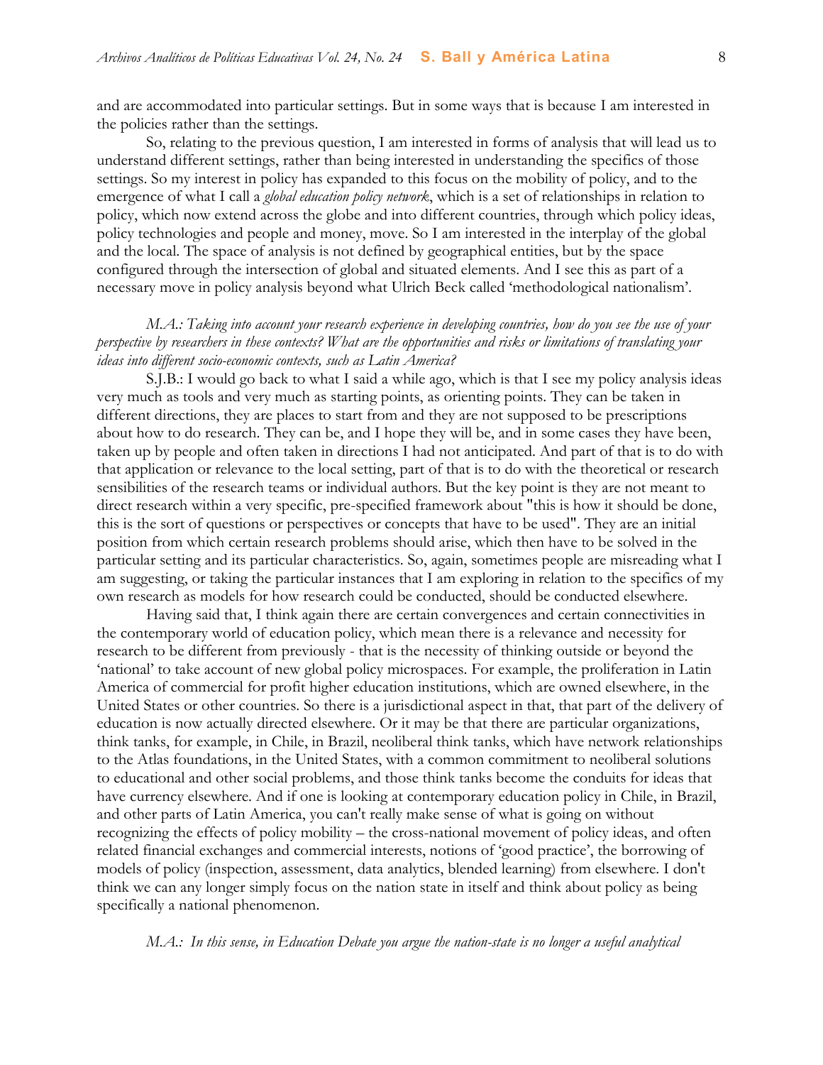and are accommodated into particular settings. But in some ways that is because I am interested in the policies rather than the settings.

So, relating to the previous question, I am interested in forms of analysis that will lead us to understand different settings, rather than being interested in understanding the specifics of those settings. So my interest in policy has expanded to this focus on the mobility of policy, and to the emergence of what I call a *global education policy network*, which is a set of relationships in relation to policy, which now extend across the globe and into different countries, through which policy ideas, policy technologies and people and money, move. So I am interested in the interplay of the global and the local. The space of analysis is not defined by geographical entities, but by the space configured through the intersection of global and situated elements. And I see this as part of a necessary move in policy analysis beyond what Ulrich Beck called 'methodological nationalism'.

*M.A.: Taking into account your research experience in developing countries, how do you see the use of your perspective by researchers in these contexts? What are the opportunities and risks or limitations of translating your ideas into different socio-economic contexts, such as Latin America?*

S.J.B.: I would go back to what I said a while ago, which is that I see my policy analysis ideas very much as tools and very much as starting points, as orienting points. They can be taken in different directions, they are places to start from and they are not supposed to be prescriptions about how to do research. They can be, and I hope they will be, and in some cases they have been, taken up by people and often taken in directions I had not anticipated. And part of that is to do with that application or relevance to the local setting, part of that is to do with the theoretical or research sensibilities of the research teams or individual authors. But the key point is they are not meant to direct research within a very specific, pre-specified framework about "this is how it should be done, this is the sort of questions or perspectives or concepts that have to be used". They are an initial position from which certain research problems should arise, which then have to be solved in the particular setting and its particular characteristics. So, again, sometimes people are misreading what I am suggesting, or taking the particular instances that I am exploring in relation to the specifics of my own research as models for how research could be conducted, should be conducted elsewhere.

Having said that, I think again there are certain convergences and certain connectivities in the contemporary world of education policy, which mean there is a relevance and necessity for research to be different from previously - that is the necessity of thinking outside or beyond the 'national' to take account of new global policy microspaces. For example, the proliferation in Latin America of commercial for profit higher education institutions, which are owned elsewhere, in the United States or other countries. So there is a jurisdictional aspect in that, that part of the delivery of education is now actually directed elsewhere. Or it may be that there are particular organizations, think tanks, for example, in Chile, in Brazil, neoliberal think tanks, which have network relationships to the Atlas foundations, in the United States, with a common commitment to neoliberal solutions to educational and other social problems, and those think tanks become the conduits for ideas that have currency elsewhere. And if one is looking at contemporary education policy in Chile, in Brazil, and other parts of Latin America, you can't really make sense of what is going on without recognizing the effects of policy mobility – the cross-national movement of policy ideas, and often related financial exchanges and commercial interests, notions of 'good practice', the borrowing of models of policy (inspection, assessment, data analytics, blended learning) from elsewhere. I don't think we can any longer simply focus on the nation state in itself and think about policy as being specifically a national phenomenon.

*M.A.: In this sense, in Education Debate you argue the nation-state is no longer a useful analytical*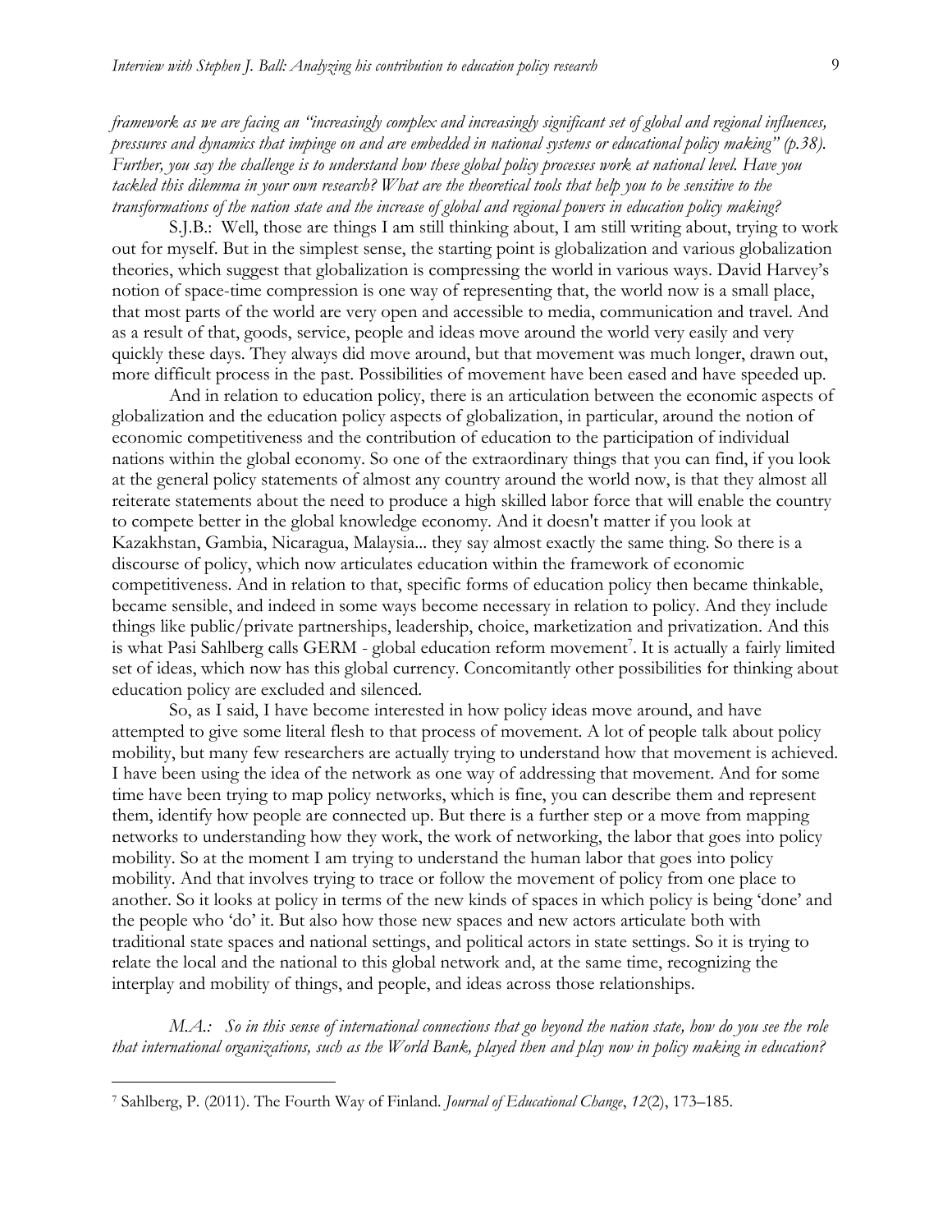*framework as we are facing an "increasingly complex and increasingly significant set of global and regional influences, pressures and dynamics that impinge on and are embedded in national systems or educational policy making" (p.38). Further, you say the challenge is to understand how these global policy processes work at national level. Have you tackled this dilemma in your own research? What are the theoretical tools that help you to be sensitive to the transformations of the nation state and the increase of global and regional powers in education policy making?*

S.J.B.: Well, those are things I am still thinking about, I am still writing about, trying to work out for myself. But in the simplest sense, the starting point is globalization and various globalization theories, which suggest that globalization is compressing the world in various ways. David Harvey's notion of space-time compression is one way of representing that, the world now is a small place, that most parts of the world are very open and accessible to media, communication and travel. And as a result of that, goods, service, people and ideas move around the world very easily and very quickly these days. They always did move around, but that movement was much longer, drawn out, more difficult process in the past. Possibilities of movement have been eased and have speeded up.

And in relation to education policy, there is an articulation between the economic aspects of globalization and the education policy aspects of globalization, in particular, around the notion of economic competitiveness and the contribution of education to the participation of individual nations within the global economy. So one of the extraordinary things that you can find, if you look at the general policy statements of almost any country around the world now, is that they almost all reiterate statements about the need to produce a high skilled labor force that will enable the country to compete better in the global knowledge economy. And it doesn't matter if you look at Kazakhstan, Gambia, Nicaragua, Malaysia... they say almost exactly the same thing. So there is a discourse of policy, which now articulates education within the framework of economic competitiveness. And in relation to that, specific forms of education policy then became thinkable, became sensible, and indeed in some ways become necessary in relation to policy. And they include things like public/private partnerships, leadership, choice, marketization and privatization. And this is what Pasi Sahlberg calls GERM - global education reform movement[7]. It is actually a fairly limited set of ideas, which now has this global currency. Concomitantly other possibilities for thinking about education policy are excluded and silenced.

So, as I said, I have become interested in how policy ideas move around, and have attempted to give some literal flesh to that process of movement. A lot of people talk about policy mobility, but many few researchers are actually trying to understand how that movement is achieved. I have been using the idea of the network as one way of addressing that movement. And for some time have been trying to map policy networks, which is fine, you can describe them and represent them, identify how people are connected up. But there is a further step or a move from mapping networks to understanding how they work, the work of networking, the labor that goes into policy mobility. So at the moment I am trying to understand the human labor that goes into policy mobility. And that involves trying to trace or follow the movement of policy from one place to another. So it looks at policy in terms of the new kinds of spaces in which policy is being 'done' and the people who 'do' it. But also how those new spaces and new actors articulate both with traditional state spaces and national settings, and political actors in state settings. So it is trying to relate the local and the national to this global network and, at the same time, recognizing the interplay and mobility of things, and people, and ideas across those relationships.

*M.A.: So in this sense of international connections that go beyond the nation state, how do you see the role that international organizations, such as the World Bank, played then and play now in policy making in education?*

---

[7] Sahlberg, P. (2011). The Fourth Way of Finland. *Journal of Educational Change*, *12*(2), 173–185.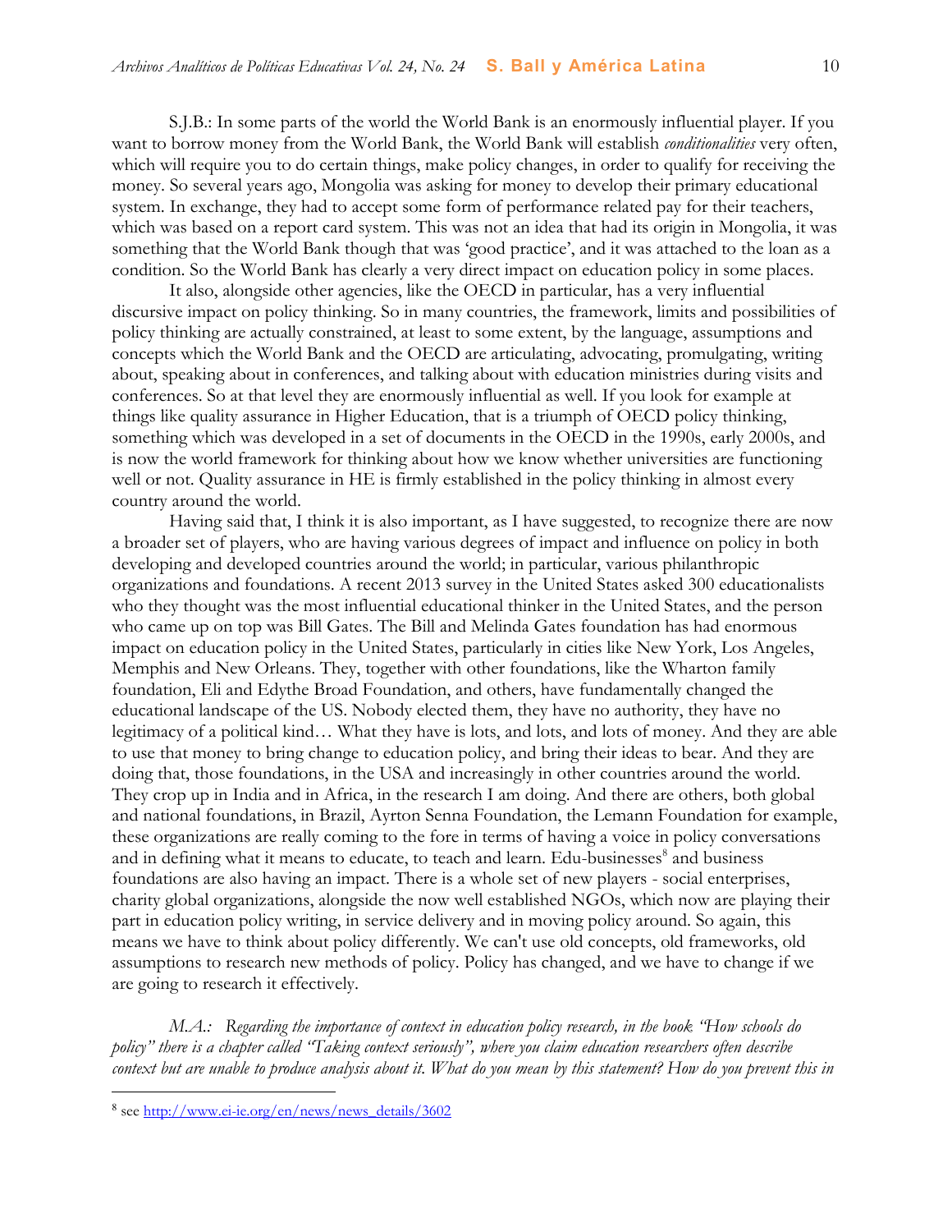S.J.B.: In some parts of the world the World Bank is an enormously influential player. If you want to borrow money from the World Bank, the World Bank will establish *conditionalities* very often, which will require you to do certain things, make policy changes, in order to qualify for receiving the money. So several years ago, Mongolia was asking for money to develop their primary educational system. In exchange, they had to accept some form of performance related pay for their teachers, which was based on a report card system. This was not an idea that had its origin in Mongolia, it was something that the World Bank though that was 'good practice', and it was attached to the loan as a condition. So the World Bank has clearly a very direct impact on education policy in some places.

It also, alongside other agencies, like the OECD in particular, has a very influential discursive impact on policy thinking. So in many countries, the framework, limits and possibilities of policy thinking are actually constrained, at least to some extent, by the language, assumptions and concepts which the World Bank and the OECD are articulating, advocating, promulgating, writing about, speaking about in conferences, and talking about with education ministries during visits and conferences. So at that level they are enormously influential as well. If you look for example at things like quality assurance in Higher Education, that is a triumph of OECD policy thinking, something which was developed in a set of documents in the OECD in the 1990s, early 2000s, and is now the world framework for thinking about how we know whether universities are functioning well or not. Quality assurance in HE is firmly established in the policy thinking in almost every country around the world.

Having said that, I think it is also important, as I have suggested, to recognize there are now a broader set of players, who are having various degrees of impact and influence on policy in both developing and developed countries around the world; in particular, various philanthropic organizations and foundations. A recent 2013 survey in the United States asked 300 educationalists who they thought was the most influential educational thinker in the United States, and the person who came up on top was Bill Gates. The Bill and Melinda Gates foundation has had enormous impact on education policy in the United States, particularly in cities like New York, Los Angeles, Memphis and New Orleans. They, together with other foundations, like the Wharton family foundation, Eli and Edythe Broad Foundation, and others, have fundamentally changed the educational landscape of the US. Nobody elected them, they have no authority, they have no legitimacy of a political kind… What they have is lots, and lots, and lots of money. And they are able to use that money to bring change to education policy, and bring their ideas to bear. And they are doing that, those foundations, in the USA and increasingly in other countries around the world. They crop up in India and in Africa, in the research I am doing. And there are others, both global and national foundations, in Brazil, Ayrton Senna Foundation, the Lemann Foundation for example, these organizations are really coming to the fore in terms of having a voice in policy conversations and in defining what it means to educate, to teach and learn. Edu-businesses[8] and business foundations are also having an impact. There is a whole set of new players - social enterprises, charity global organizations, alongside the now well established NGOs, which now are playing their part in education policy writing, in service delivery and in moving policy around. So again, this means we have to think about policy differently. We can't use old concepts, old frameworks, old assumptions to research new methods of policy. Policy has changed, and we have to change if we are going to research it effectively.

*M.A.: Regarding the importance of context in education policy research, in the book "How schools do policy" there is a chapter called "Taking context seriously", where you claim education researchers often describe context but are unable to produce analysis about it. What do you mean by this statement? How do you prevent this in*

[8] see http://www.ei-ie.org/en/news/news_details/3602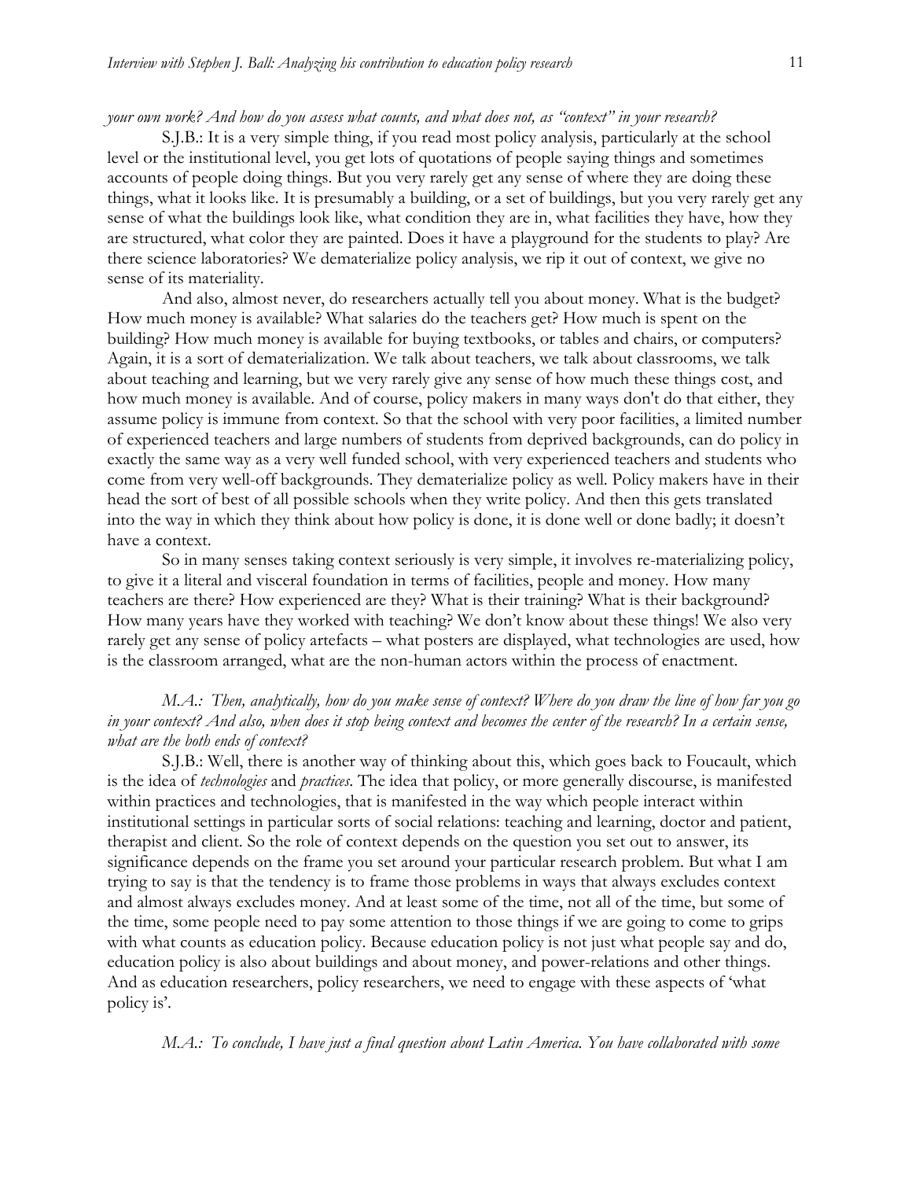*your own work? And how do you assess what counts, and what does not, as "context" in your research?*

S.J.B.: It is a very simple thing, if you read most policy analysis, particularly at the school level or the institutional level, you get lots of quotations of people saying things and sometimes accounts of people doing things. But you very rarely get any sense of where they are doing these things, what it looks like. It is presumably a building, or a set of buildings, but you very rarely get any sense of what the buildings look like, what condition they are in, what facilities they have, how they are structured, what color they are painted. Does it have a playground for the students to play? Are there science laboratories? We dematerialize policy analysis, we rip it out of context, we give no sense of its materiality.

And also, almost never, do researchers actually tell you about money. What is the budget? How much money is available? What salaries do the teachers get? How much is spent on the building? How much money is available for buying textbooks, or tables and chairs, or computers? Again, it is a sort of dematerialization. We talk about teachers, we talk about classrooms, we talk about teaching and learning, but we very rarely give any sense of how much these things cost, and how much money is available. And of course, policy makers in many ways don't do that either, they assume policy is immune from context. So that the school with very poor facilities, a limited number of experienced teachers and large numbers of students from deprived backgrounds, can do policy in exactly the same way as a very well funded school, with very experienced teachers and students who come from very well-off backgrounds. They dematerialize policy as well. Policy makers have in their head the sort of best of all possible schools when they write policy. And then this gets translated into the way in which they think about how policy is done, it is done well or done badly; it doesn't have a context.

So in many senses taking context seriously is very simple, it involves re-materializing policy, to give it a literal and visceral foundation in terms of facilities, people and money. How many teachers are there? How experienced are they? What is their training? What is their background? How many years have they worked with teaching? We don't know about these things! We also very rarely get any sense of policy artefacts – what posters are displayed, what technologies are used, how is the classroom arranged, what are the non-human actors within the process of enactment.

*M.A.: Then, analytically, how do you make sense of context? Where do you draw the line of how far you go in your context? And also, when does it stop being context and becomes the center of the research? In a certain sense, what are the both ends of context?*

S.J.B.: Well, there is another way of thinking about this, which goes back to Foucault, which is the idea of *technologies* and *practices*. The idea that policy, or more generally discourse, is manifested within practices and technologies, that is manifested in the way which people interact within institutional settings in particular sorts of social relations: teaching and learning, doctor and patient, therapist and client. So the role of context depends on the question you set out to answer, its significance depends on the frame you set around your particular research problem. But what I am trying to say is that the tendency is to frame those problems in ways that always excludes context and almost always excludes money. And at least some of the time, not all of the time, but some of the time, some people need to pay some attention to those things if we are going to come to grips with what counts as education policy. Because education policy is not just what people say and do, education policy is also about buildings and about money, and power-relations and other things. And as education researchers, policy researchers, we need to engage with these aspects of 'what policy is'.

*M.A.: To conclude, I have just a final question about Latin America. You have collaborated with some*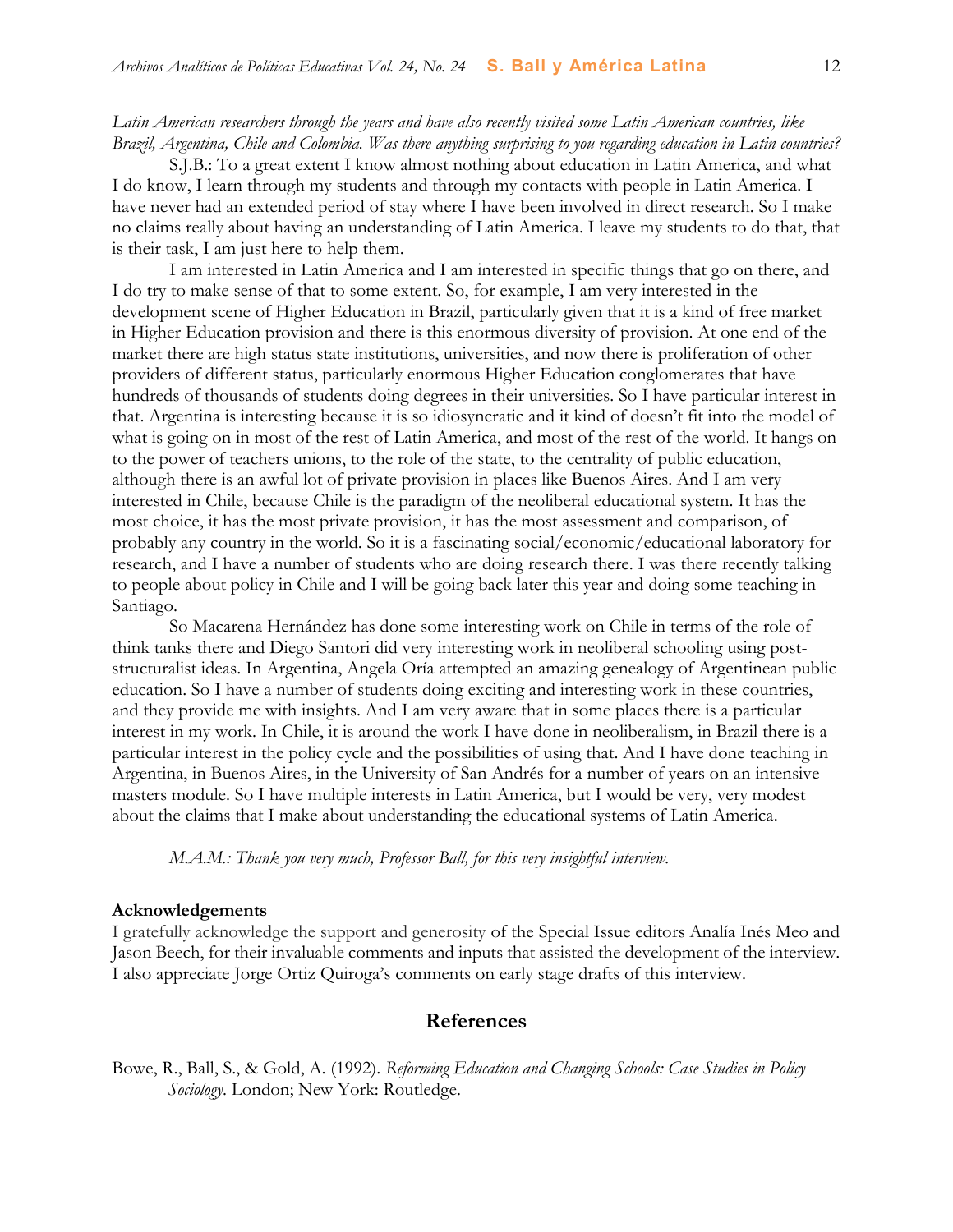*Latin American researchers through the years and have also recently visited some Latin American countries, like Brazil, Argentina, Chile and Colombia. Was there anything surprising to you regarding education in Latin countries?*

S.J.B.: To a great extent I know almost nothing about education in Latin America, and what I do know, I learn through my students and through my contacts with people in Latin America. I have never had an extended period of stay where I have been involved in direct research. So I make no claims really about having an understanding of Latin America. I leave my students to do that, that is their task, I am just here to help them.

I am interested in Latin America and I am interested in specific things that go on there, and I do try to make sense of that to some extent. So, for example, I am very interested in the development scene of Higher Education in Brazil, particularly given that it is a kind of free market in Higher Education provision and there is this enormous diversity of provision. At one end of the market there are high status state institutions, universities, and now there is proliferation of other providers of different status, particularly enormous Higher Education conglomerates that have hundreds of thousands of students doing degrees in their universities. So I have particular interest in that. Argentina is interesting because it is so idiosyncratic and it kind of doesn't fit into the model of what is going on in most of the rest of Latin America, and most of the rest of the world. It hangs on to the power of teachers unions, to the role of the state, to the centrality of public education, although there is an awful lot of private provision in places like Buenos Aires. And I am very interested in Chile, because Chile is the paradigm of the neoliberal educational system. It has the most choice, it has the most private provision, it has the most assessment and comparison, of probably any country in the world. So it is a fascinating social/economic/educational laboratory for research, and I have a number of students who are doing research there. I was there recently talking to people about policy in Chile and I will be going back later this year and doing some teaching in Santiago.

So Macarena Hernández has done some interesting work on Chile in terms of the role of think tanks there and Diego Santori did very interesting work in neoliberal schooling using post-structuralist ideas. In Argentina, Angela Oría attempted an amazing genealogy of Argentinean public education. So I have a number of students doing exciting and interesting work in these countries, and they provide me with insights. And I am very aware that in some places there is a particular interest in my work. In Chile, it is around the work I have done in neoliberalism, in Brazil there is a particular interest in the policy cycle and the possibilities of using that. And I have done teaching in Argentina, in Buenos Aires, in the University of San Andrés for a number of years on an intensive masters module. So I have multiple interests in Latin America, but I would be very, very modest about the claims that I make about understanding the educational systems of Latin America.

*M.A.M.: Thank you very much, Professor Ball, for this very insightful interview.*

**Acknowledgements**

I gratefully acknowledge the support and generosity of the Special Issue editors Analía Inés Meo and Jason Beech, for their invaluable comments and inputs that assisted the development of the interview. I also appreciate Jorge Ortiz Quiroga's comments on early stage drafts of this interview.

## References

Bowe, R., Ball, S., & Gold, A. (1992). *Reforming Education and Changing Schools: Case Studies in Policy Sociology*. London; New York: Routledge.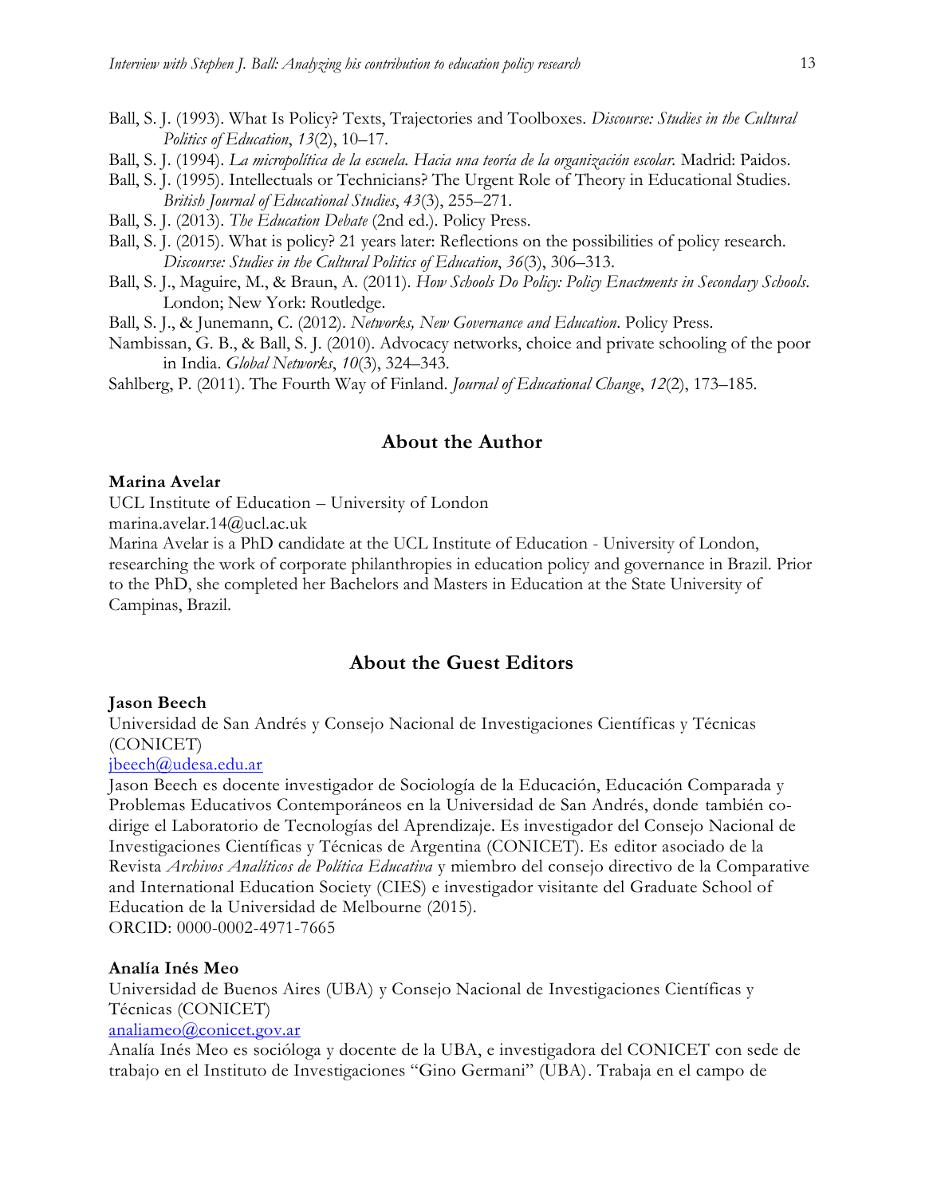Ball, S. J. (1993). What Is Policy? Texts, Trajectories and Toolboxes. *Discourse: Studies in the Cultural Politics of Education*, *13*(2), 10–17.

Ball, S. J. (1994). *La micropolítica de la escuela. Hacia una teoría de la organización escolar.* Madrid: Paidos.

Ball, S. J. (1995). Intellectuals or Technicians? The Urgent Role of Theory in Educational Studies. *British Journal of Educational Studies*, *43*(3), 255–271.

Ball, S. J. (2013). *The Education Debate* (2nd ed.). Policy Press.

Ball, S. J. (2015). What is policy? 21 years later: Reflections on the possibilities of policy research. *Discourse: Studies in the Cultural Politics of Education*, *36*(3), 306–313.

Ball, S. J., Maguire, M., & Braun, A. (2011). *How Schools Do Policy: Policy Enactments in Secondary Schools*. London; New York: Routledge.

Ball, S. J., & Junemann, C. (2012). *Networks, New Governance and Education*. Policy Press.

Nambissan, G. B., & Ball, S. J. (2010). Advocacy networks, choice and private schooling of the poor in India. *Global Networks*, *10*(3), 324–343.

Sahlberg, P. (2011). The Fourth Way of Finland. *Journal of Educational Change*, *12*(2), 173–185.

## About the Author

**Marina Avelar**

UCL Institute of Education – University of London

marina.avelar.14@ucl.ac.uk

Marina Avelar is a PhD candidate at the UCL Institute of Education - University of London, researching the work of corporate philanthropies in education policy and governance in Brazil. Prior to the PhD, she completed her Bachelors and Masters in Education at the State University of Campinas, Brazil.

## About the Guest Editors

**Jason Beech**

Universidad de San Andrés y Consejo Nacional de Investigaciones Científicas y Técnicas (CONICET)

jbeech@udesa.edu.ar

Jason Beech es docente investigador de Sociología de la Educación, Educación Comparada y Problemas Educativos Contemporáneos en la Universidad de San Andrés, donde también co-dirige el Laboratorio de Tecnologías del Aprendizaje. Es investigador del Consejo Nacional de Investigaciones Científicas y Técnicas de Argentina (CONICET). Es editor asociado de la Revista *Archivos Analíticos de Política Educativa* y miembro del consejo directivo de la Comparative and International Education Society (CIES) e investigador visitante del Graduate School of Education de la Universidad de Melbourne (2015).

ORCID: 0000-0002-4971-7665

**Analía Inés Meo**

Universidad de Buenos Aires (UBA) y Consejo Nacional de Investigaciones Científicas y Técnicas (CONICET)

analiameo@conicet.gov.ar

Analía Inés Meo es socióloga y docente de la UBA, e investigadora del CONICET con sede de trabajo en el Instituto de Investigaciones "Gino Germani" (UBA). Trabaja en el campo de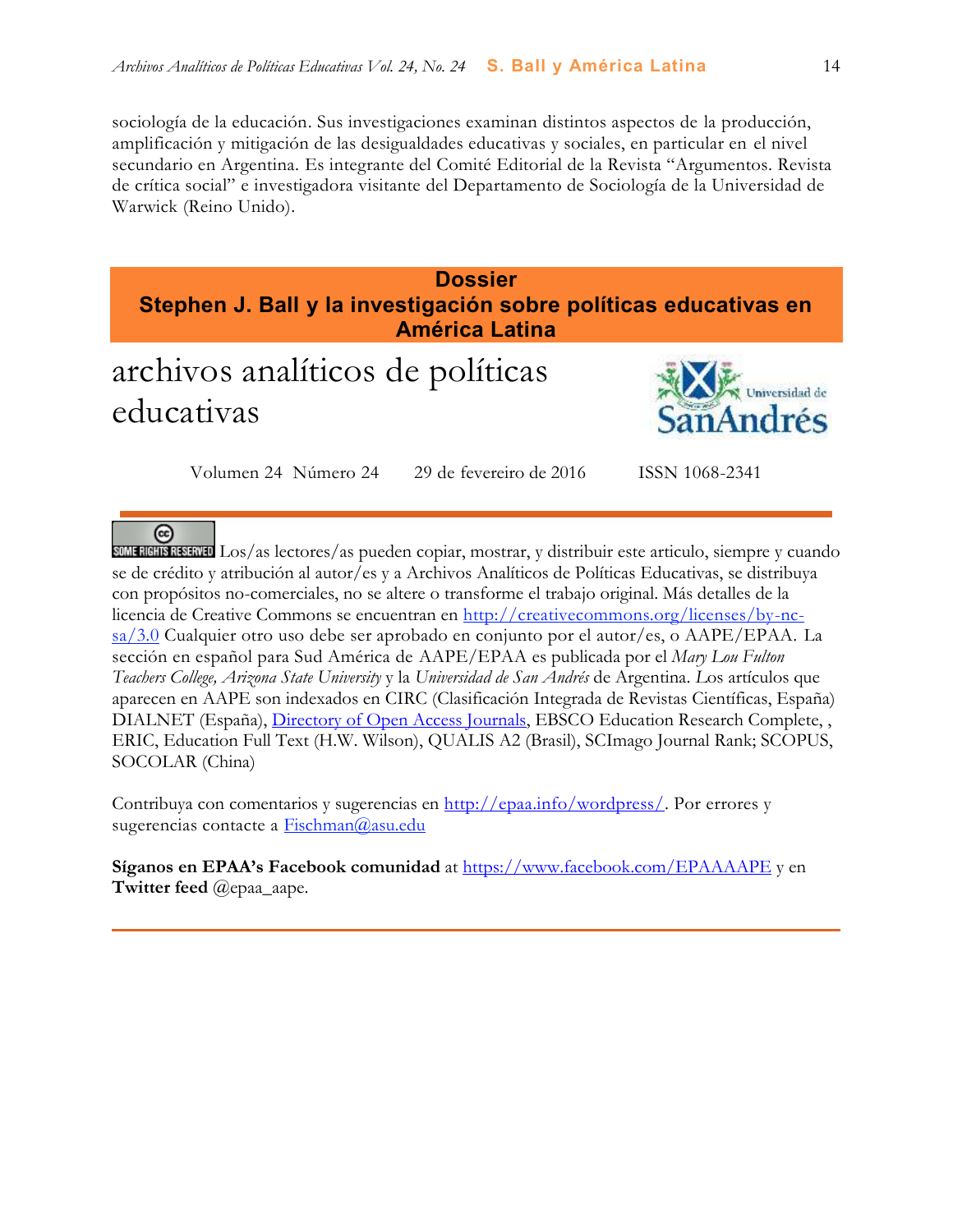sociología de la educación. Sus investigaciones examinan distintos aspectos de la producción, amplificación y mitigación de las desigualdades educativas y sociales, en particular en el nivel secundario en Argentina. Es integrante del Comité Editorial de la Revista "Argumentos. Revista de crítica social" e investigadora visitante del Departamento de Sociología de la Universidad de Warwick (Reino Unido).

**Dossier**
**Stephen J. Ball y la investigación sobre políticas educativas en América Latina**

# archivos analíticos de políticas educativas

Universidad de San Andrés

Volumen 24 Número 24 29 de fevereiro de 2016 ISSN 1068-2341

SOME RIGHTS RESERVED Los/as lectores/as pueden copiar, mostrar, y distribuir este articulo, siempre y cuando se de crédito y atribución al autor/es y a Archivos Analíticos de Políticas Educativas, se distribuya con propósitos no-comerciales, no se altere o transforme el trabajo original. Más detalles de la licencia de Creative Commons se encuentran en http://creativecommons.org/licenses/by-nc-sa/3.0 Cualquier otro uso debe ser aprobado en conjunto por el autor/es, o AAPE/EPAA. La sección en español para Sud América de AAPE/EPAA es publicada por el *Mary Lou Fulton Teachers College, Arizona State University* y la *Universidad de San Andrés* de Argentina. Los artículos que aparecen en AAPE son indexados en CIRC (Clasificación Integrada de Revistas Científicas, España) DIALNET (España), Directory of Open Access Journals, EBSCO Education Research Complete, , ERIC, Education Full Text (H.W. Wilson), QUALIS A2 (Brasil), SCImago Journal Rank; SCOPUS, SOCOLAR (China)

Contribuya con comentarios y sugerencias en http://epaa.info/wordpress/. Por errores y sugerencias contacte a Fischman@asu.edu

**Síganos en EPAA's Facebook comunidad** at https://www.facebook.com/EPAAAAPE y en **Twitter feed** @epaa_aape.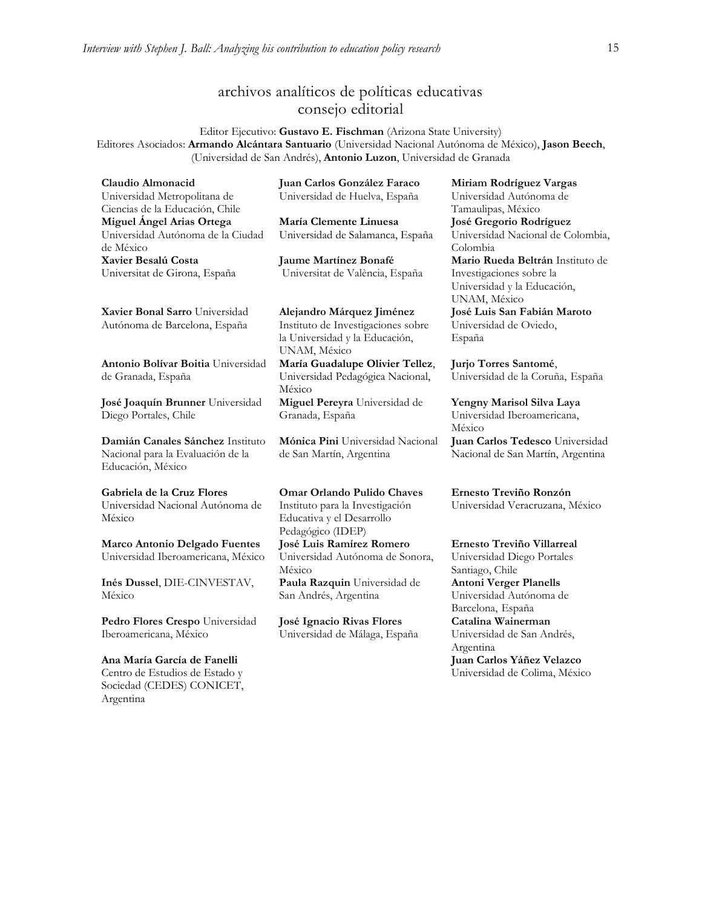## archivos analíticos de políticas educativas
## consejo editorial

Editor Ejecutivo: **Gustavo E. Fischman** (Arizona State University)
Editores Asociados: **Armando Alcántara Santuario** (Universidad Nacional Autónoma de México), **Jason Beech**, (Universidad de San Andrés), **Antonio Luzon**, Universidad de Granada

**Claudio Almonacid** Universidad Metropolitana de Ciencias de la Educación, Chile

**Miguel Ángel Arias Ortega** Universidad Autónoma de la Ciudad de México

**Xavier Besalú Costa** Universitat de Girona, España

**Xavier Bonal Sarro** Universidad Autónoma de Barcelona, España

**Antonio Bolívar Boitia** Universidad de Granada, España

**José Joaquín Brunner** Universidad Diego Portales, Chile

**Damián Canales Sánchez** Instituto Nacional para la Evaluación de la Educación, México

**Gabriela de la Cruz Flores** Universidad Nacional Autónoma de México

**Marco Antonio Delgado Fuentes** Universidad Iberoamericana, México

**Inés Dussel**, DIE-CINVESTAV, México

**Pedro Flores Crespo** Universidad Iberoamericana, México

**Ana María García de Fanelli** Centro de Estudios de Estado y Sociedad (CEDES) CONICET, Argentina

**Juan Carlos González Faraco** Universidad de Huelva, España

**María Clemente Linuesa** Universidad de Salamanca, España

**Jaume Martínez Bonafé** Universitat de València, España

**Alejandro Márquez Jiménez** Instituto de Investigaciones sobre la Universidad y la Educación, UNAM, México

**María Guadalupe Olivier Tellez**, Universidad Pedagógica Nacional, México

**Miguel Pereyra** Universidad de Granada, España

**Mónica Pini** Universidad Nacional de San Martín, Argentina

**Omar Orlando Pulido Chaves** Instituto para la Investigación Educativa y el Desarrollo Pedagógico (IDEP)

**José Luis Ramírez Romero** Universidad Autónoma de Sonora, México

**Paula Razquin** Universidad de San Andrés, Argentina

**José Ignacio Rivas Flores** Universidad de Málaga, España

**Miriam Rodríguez Vargas** Universidad Autónoma de Tamaulipas, México

**José Gregorio Rodríguez** Universidad Nacional de Colombia, Colombia

**Mario Rueda Beltrán** Instituto de Investigaciones sobre la Universidad y la Educación, UNAM, México

**José Luis San Fabián Maroto** Universidad de Oviedo, España

**Jurjo Torres Santomé**, Universidad de la Coruña, España

**Yengny Marisol Silva Laya** Universidad Iberoamericana, México

**Juan Carlos Tedesco** Universidad Nacional de San Martín, Argentina

**Ernesto Treviño Ronzón** Universidad Veracruzana, México

**Ernesto Treviño Villarreal** Universidad Diego Portales Santiago, Chile

**Antoni Verger Planells** Universidad Autónoma de Barcelona, España

**Catalina Wainerman** Universidad de San Andrés, Argentina

**Juan Carlos Yáñez Velazco** Universidad de Colima, México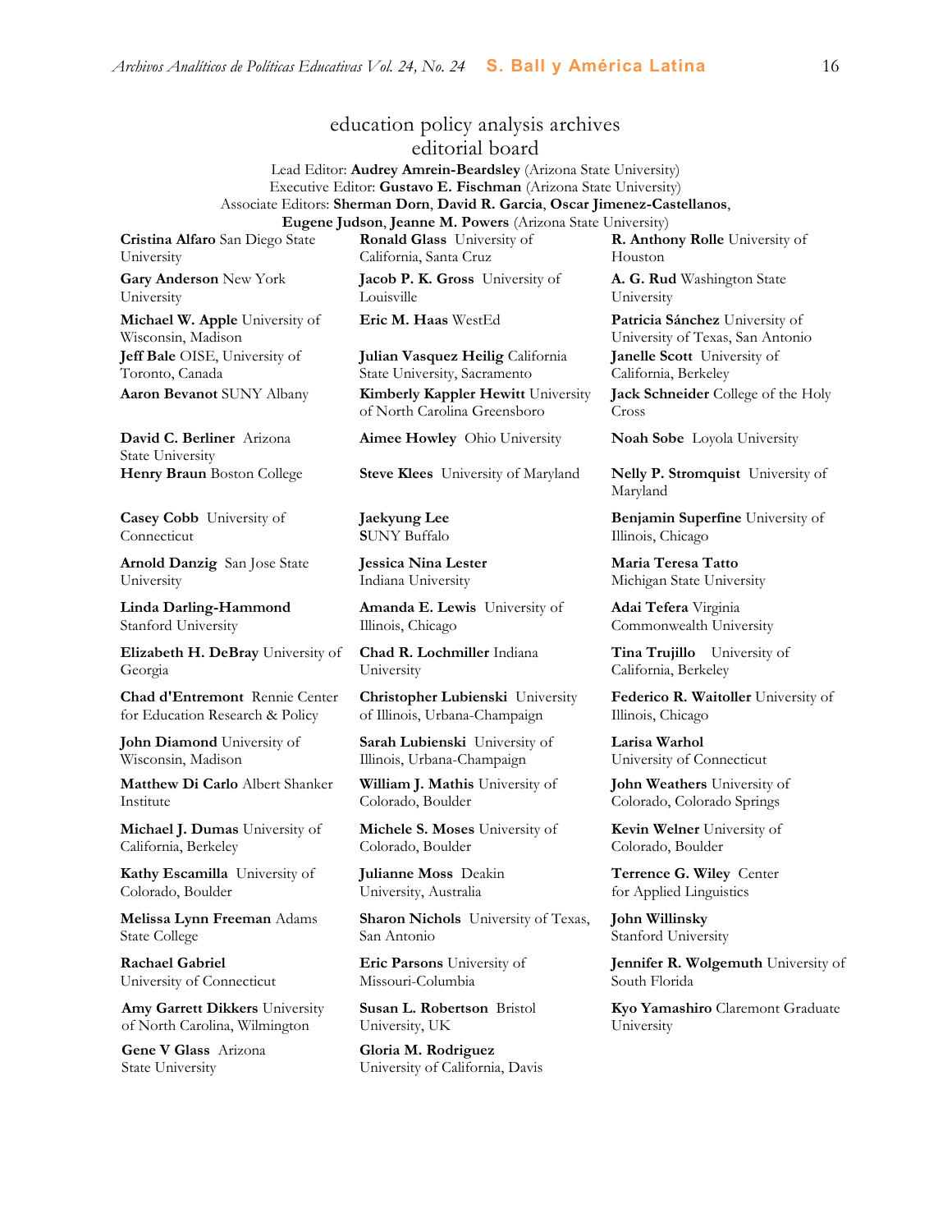# education policy analysis archives
## editorial board

Lead Editor: **Audrey Amrein-Beardsley** (Arizona State University)
Executive Editor: **Gustavo E. Fischman** (Arizona State University)
Associate Editors: **Sherman Dorn**, **David R. Garcia**, **Oscar Jimenez-Castellanos**, **Eugene Judson**, **Jeanne M. Powers** (Arizona State University)

**Cristina Alfaro** San Diego State University

**Gary Anderson** New York University

**Michael W. Apple** University of Wisconsin, Madison

**Jeff Bale** OISE, University of Toronto, Canada

**Aaron Bevanot** SUNY Albany

**David C. Berliner** Arizona State University

**Henry Braun** Boston College

**Casey Cobb** University of Connecticut

**Arnold Danzig** San Jose State University

**Linda Darling-Hammond** Stanford University

**Elizabeth H. DeBray** University of Georgia

**Chad d'Entremont** Rennie Center for Education Research & Policy

**John Diamond** University of Wisconsin, Madison

**Matthew Di Carlo** Albert Shanker Institute

**Michael J. Dumas** University of California, Berkeley

**Kathy Escamilla** University of Colorado, Boulder

**Melissa Lynn Freeman** Adams State College

**Rachael Gabriel** University of Connecticut

**Amy Garrett Dikkers** University of North Carolina, Wilmington

**Gene V Glass** Arizona State University

**Ronald Glass** University of California, Santa Cruz

**Jacob P. K. Gross** University of Louisville

**Eric M. Haas** WestEd

**Julian Vasquez Heilig** California State University, Sacramento

**Kimberly Kappler Hewitt** University of North Carolina Greensboro

**Aimee Howley** Ohio University

**Steve Klees** University of Maryland

**Jaekyung Lee** SUNY Buffalo

**Jessica Nina Lester** Indiana University

**Amanda E. Lewis** University of Illinois, Chicago

**Chad R. Lochmiller** Indiana University

**Christopher Lubienski** University of Illinois, Urbana-Champaign

**Sarah Lubienski** University of Illinois, Urbana-Champaign

**William J. Mathis** University of Colorado, Boulder

**Michele S. Moses** University of Colorado, Boulder

**Julianne Moss** Deakin University, Australia

**Sharon Nichols** University of Texas, San Antonio

**Eric Parsons** University of Missouri-Columbia

**Susan L. Robertson** Bristol University, UK

**Gloria M. Rodriguez** University of California, Davis

**R. Anthony Rolle** University of Houston

**A. G. Rud** Washington State University

**Patricia Sánchez** University of University of Texas, San Antonio

**Janelle Scott** University of California, Berkeley

**Jack Schneider** College of the Holy Cross

**Noah Sobe** Loyola University

**Nelly P. Stromquist** University of Maryland

**Benjamin Superfine** University of Illinois, Chicago

**Maria Teresa Tatto** Michigan State University

**Adai Tefera** Virginia Commonwealth University

**Tina Trujillo** University of California, Berkeley

**Federico R. Waitoller** University of Illinois, Chicago

**Larisa Warhol** University of Connecticut

**John Weathers** University of Colorado, Colorado Springs

**Kevin Welner** University of Colorado, Boulder

**Terrence G. Wiley** Center for Applied Linguistics

**John Willinsky** Stanford University

**Jennifer R. Wolgemuth** University of South Florida

**Kyo Yamashiro** Claremont Graduate University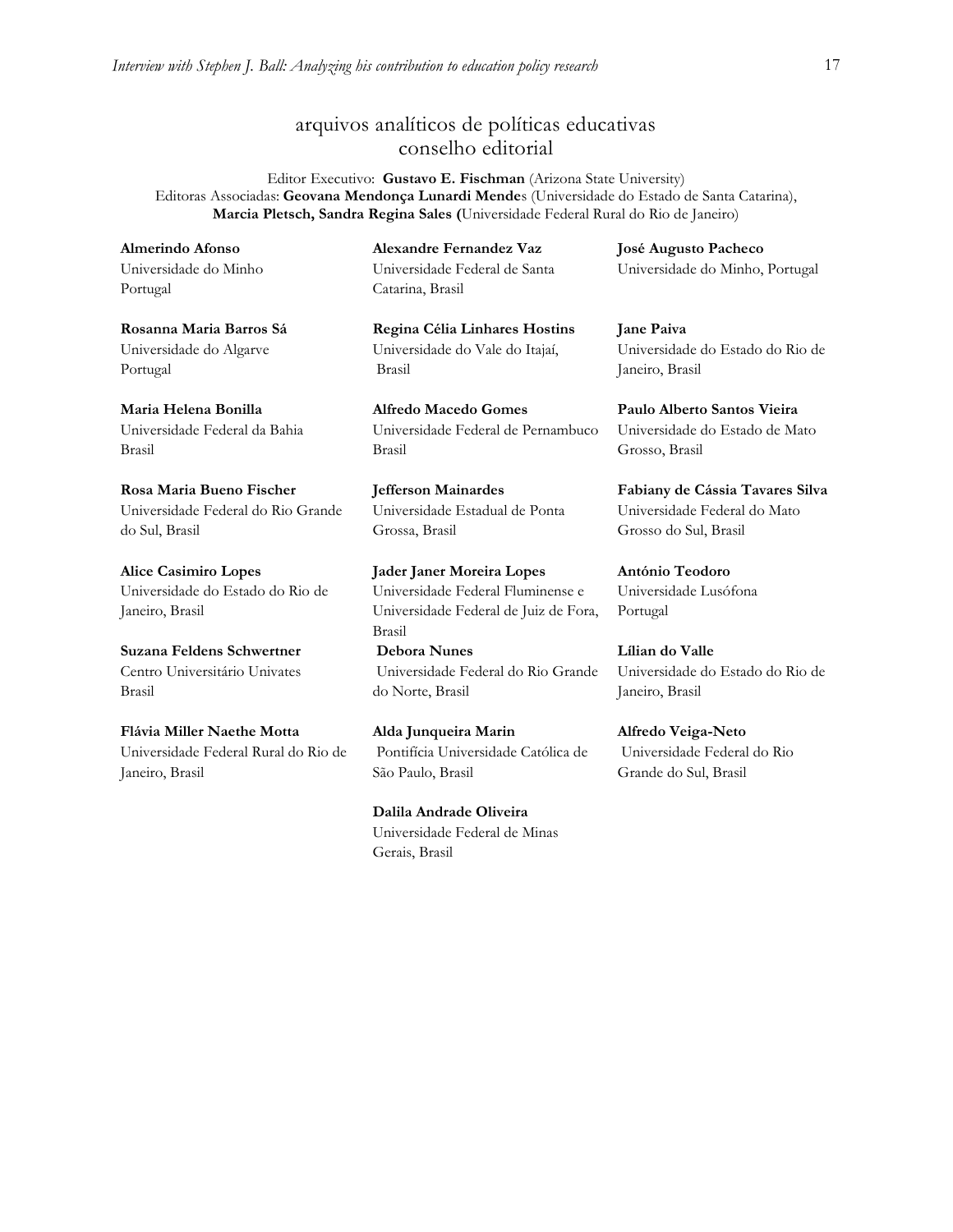## arquivos analíticos de políticas educativas
## conselho editorial

Editor Executivo: **Gustavo E. Fischman** (Arizona State University)
Editoras Associadas: **Geovana Mendonça Lunardi Mende**s (Universidade do Estado de Santa Catarina), **Marcia Pletsch, Sandra Regina Sales (**Universidade Federal Rural do Rio de Janeiro)

**Almerindo Afonso**
Universidade do Minho
Portugal

**Rosanna Maria Barros Sá**
Universidade do Algarve
Portugal

**Maria Helena Bonilla**
Universidade Federal da Bahia
Brasil

**Rosa Maria Bueno Fischer**
Universidade Federal do Rio Grande do Sul, Brasil

**Alice Casimiro Lopes**
Universidade do Estado do Rio de Janeiro, Brasil

**Suzana Feldens Schwertner**
Centro Universitário Univates
Brasil

**Flávia Miller Naethe Motta**
Universidade Federal Rural do Rio de Janeiro, Brasil

**Alexandre Fernandez Vaz**
Universidade Federal de Santa Catarina, Brasil

**Regina Célia Linhares Hostins**
Universidade do Vale do Itajaí, Brasil

**Alfredo Macedo Gomes**
Universidade Federal de Pernambuco
Brasil

**Jefferson Mainardes**
Universidade Estadual de Ponta Grossa, Brasil

**Jader Janer Moreira Lopes**
Universidade Federal Fluminense e Universidade Federal de Juiz de Fora, Brasil

**Debora Nunes**
Universidade Federal do Rio Grande do Norte, Brasil

**Alda Junqueira Marin**
Pontifícia Universidade Católica de São Paulo, Brasil

**Dalila Andrade Oliveira**
Universidade Federal de Minas Gerais, Brasil

**José Augusto Pacheco**
Universidade do Minho, Portugal

**Jane Paiva**
Universidade do Estado do Rio de Janeiro, Brasil

**Paulo Alberto Santos Vieira**
Universidade do Estado de Mato Grosso, Brasil

**Fabiany de Cássia Tavares Silva**
Universidade Federal do Mato Grosso do Sul, Brasil

**António Teodoro**
Universidade Lusófona
Portugal

**Lílian do Valle**
Universidade do Estado do Rio de Janeiro, Brasil

**Alfredo Veiga-Neto**
Universidade Federal do Rio Grande do Sul, Brasil